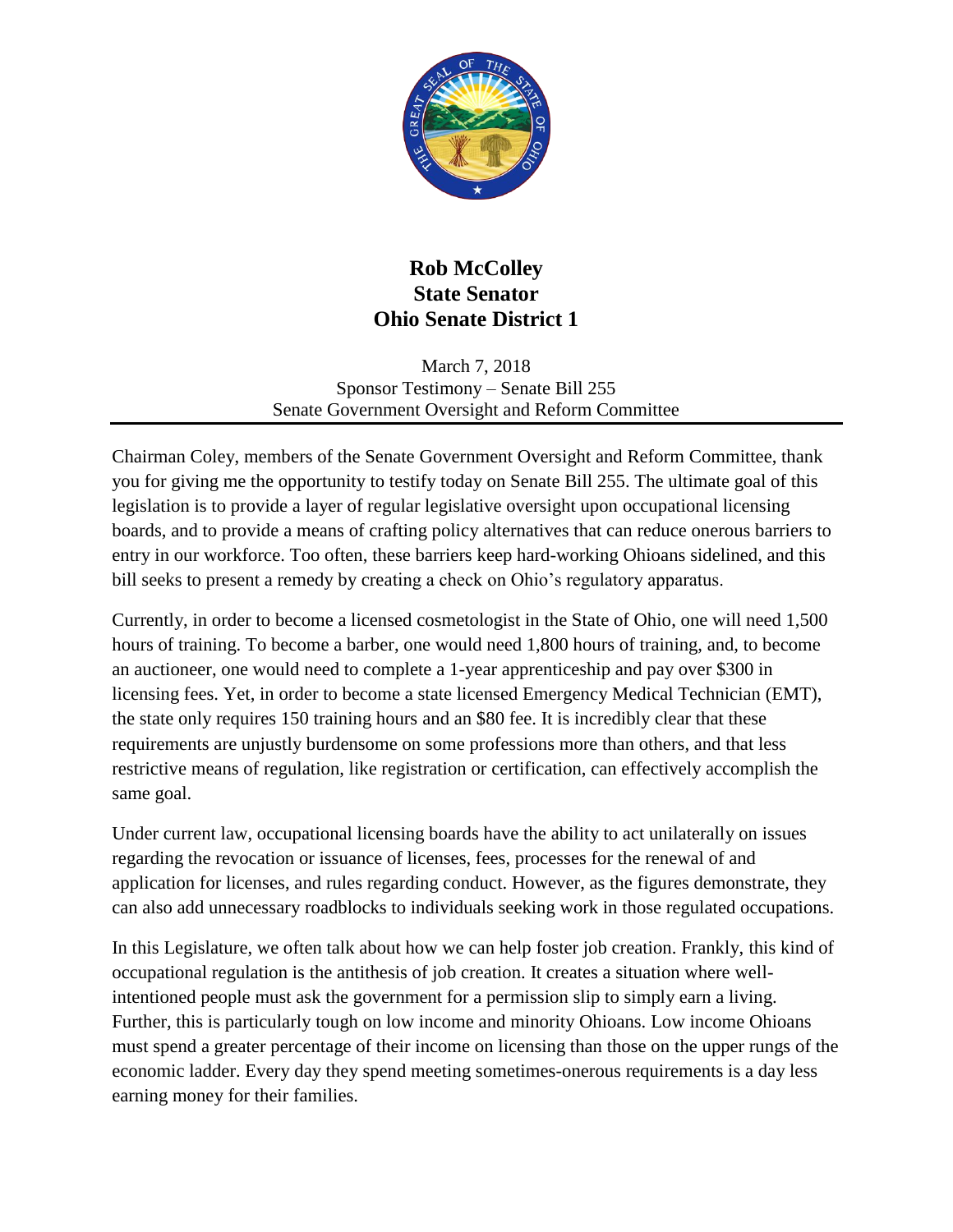# Rob McColley
# State Senator
# Ohio Senate District 1

March 7, 2018
Sponsor Testimony – Senate Bill 255
Senate Government Oversight and Reform Committee

---

Chairman Coley, members of the Senate Government Oversight and Reform Committee, thank you for giving me the opportunity to testify today on Senate Bill 255. The ultimate goal of this legislation is to provide a layer of regular legislative oversight upon occupational licensing boards, and to provide a means of crafting policy alternatives that can reduce onerous barriers to entry in our workforce. Too often, these barriers keep hard-working Ohioans sidelined, and this bill seeks to present a remedy by creating a check on Ohio's regulatory apparatus.

Currently, in order to become a licensed cosmetologist in the State of Ohio, one will need 1,500 hours of training. To become a barber, one would need 1,800 hours of training, and, to become an auctioneer, one would need to complete a 1-year apprenticeship and pay over $300 in licensing fees. Yet, in order to become a state licensed Emergency Medical Technician (EMT), the state only requires 150 training hours and an $80 fee. It is incredibly clear that these requirements are unjustly burdensome on some professions more than others, and that less restrictive means of regulation, like registration or certification, can effectively accomplish the same goal.

Under current law, occupational licensing boards have the ability to act unilaterally on issues regarding the revocation or issuance of licenses, fees, processes for the renewal of and application for licenses, and rules regarding conduct. However, as the figures demonstrate, they can also add unnecessary roadblocks to individuals seeking work in those regulated occupations.

In this Legislature, we often talk about how we can help foster job creation. Frankly, this kind of occupational regulation is the antithesis of job creation. It creates a situation where well-intentioned people must ask the government for a permission slip to simply earn a living. Further, this is particularly tough on low income and minority Ohioans. Low income Ohioans must spend a greater percentage of their income on licensing than those on the upper rungs of the economic ladder. Every day they spend meeting sometimes-onerous requirements is a day less earning money for their families.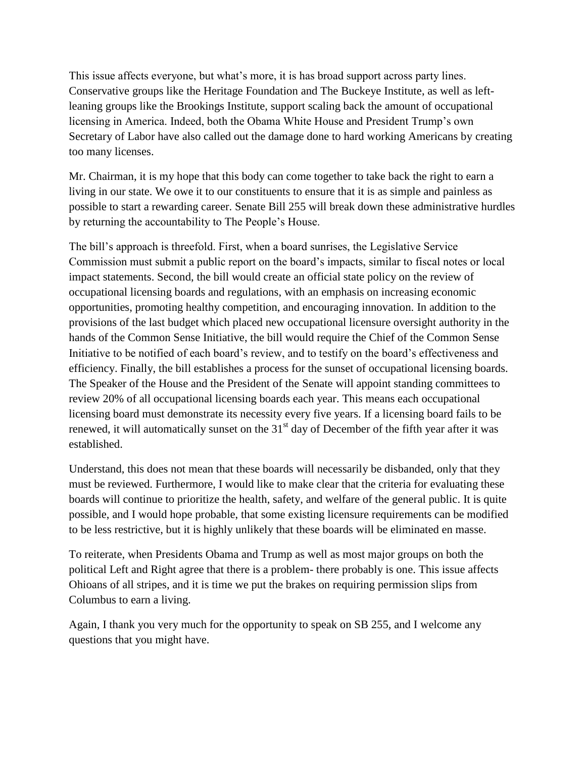This issue affects everyone, but what's more, it is has broad support across party lines. Conservative groups like the Heritage Foundation and The Buckeye Institute, as well as left-leaning groups like the Brookings Institute, support scaling back the amount of occupational licensing in America. Indeed, both the Obama White House and President Trump's own Secretary of Labor have also called out the damage done to hard working Americans by creating too many licenses.

Mr. Chairman, it is my hope that this body can come together to take back the right to earn a living in our state. We owe it to our constituents to ensure that it is as simple and painless as possible to start a rewarding career. Senate Bill 255 will break down these administrative hurdles by returning the accountability to The People's House.

The bill's approach is threefold. First, when a board sunrises, the Legislative Service Commission must submit a public report on the board's impacts, similar to fiscal notes or local impact statements. Second, the bill would create an official state policy on the review of occupational licensing boards and regulations, with an emphasis on increasing economic opportunities, promoting healthy competition, and encouraging innovation. In addition to the provisions of the last budget which placed new occupational licensure oversight authority in the hands of the Common Sense Initiative, the bill would require the Chief of the Common Sense Initiative to be notified of each board's review, and to testify on the board's effectiveness and efficiency. Finally, the bill establishes a process for the sunset of occupational licensing boards. The Speaker of the House and the President of the Senate will appoint standing committees to review 20% of all occupational licensing boards each year. This means each occupational licensing board must demonstrate its necessity every five years. If a licensing board fails to be renewed, it will automatically sunset on the 31st day of December of the fifth year after it was established.

Understand, this does not mean that these boards will necessarily be disbanded, only that they must be reviewed. Furthermore, I would like to make clear that the criteria for evaluating these boards will continue to prioritize the health, safety, and welfare of the general public. It is quite possible, and I would hope probable, that some existing licensure requirements can be modified to be less restrictive, but it is highly unlikely that these boards will be eliminated en masse.

To reiterate, when Presidents Obama and Trump as well as most major groups on both the political Left and Right agree that there is a problem- there probably is one. This issue affects Ohioans of all stripes, and it is time we put the brakes on requiring permission slips from Columbus to earn a living.

Again, I thank you very much for the opportunity to speak on SB 255, and I welcome any questions that you might have.